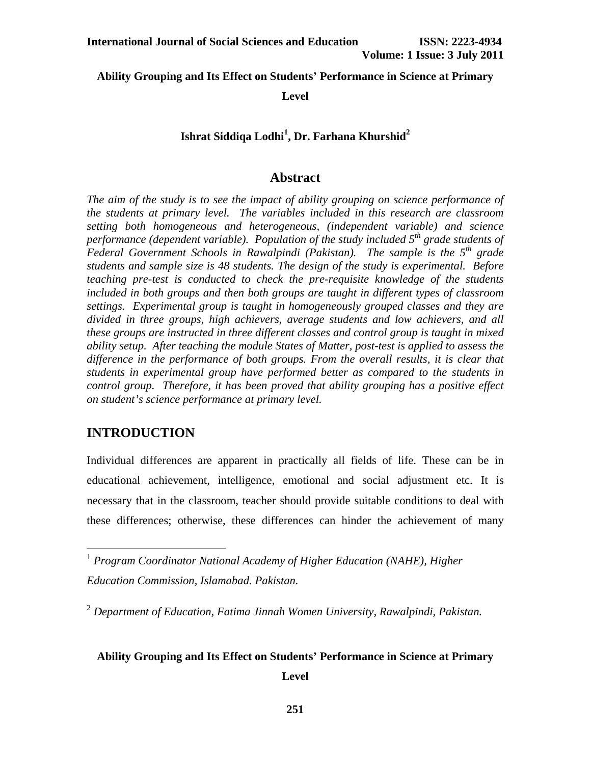# Ability Grouping and Its Effect on Students' Performance in Science at Primary Level

**Ishrat Siddiqa Lodhi[1], Dr. Farhana Khurshid[2]**

## Abstract

*The aim of the study is to see the impact of ability grouping on science performance of the students at primary level. The variables included in this research are classroom setting both homogeneous and heterogeneous, (independent variable) and science performance (dependent variable). Population of the study included 5th grade students of Federal Government Schools in Rawalpindi (Pakistan). The sample is the 5th grade students and sample size is 48 students. The design of the study is experimental. Before teaching pre-test is conducted to check the pre-requisite knowledge of the students included in both groups and then both groups are taught in different types of classroom settings. Experimental group is taught in homogeneously grouped classes and they are divided in three groups, high achievers, average students and low achievers, and all these groups are instructed in three different classes and control group is taught in mixed ability setup. After teaching the module States of Matter, post-test is applied to assess the difference in the performance of both groups. From the overall results, it is clear that students in experimental group have performed better as compared to the students in control group. Therefore, it has been proved that ability grouping has a positive effect on student's science performance at primary level.*

## INTRODUCTION

Individual differences are apparent in practically all fields of life. These can be in educational achievement, intelligence, emotional and social adjustment etc. It is necessary that in the classroom, teacher should provide suitable conditions to deal with these differences; otherwise, these differences can hinder the achievement of many

---

[1] *Program Coordinator National Academy of Higher Education (NAHE), Higher Education Commission, Islamabad. Pakistan.*

[2] *Department of Education, Fatima Jinnah Women University, Rawalpindi, Pakistan.*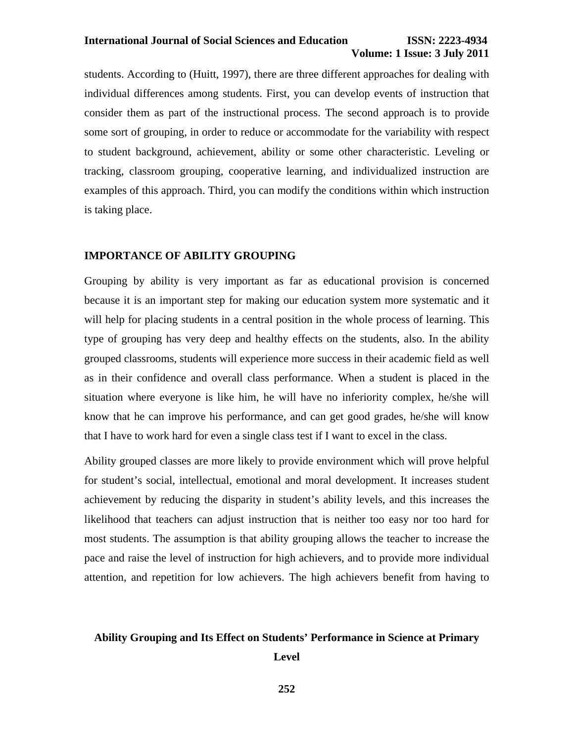students. According to (Huitt, 1997), there are three different approaches for dealing with individual differences among students. First, you can develop events of instruction that consider them as part of the instructional process. The second approach is to provide some sort of grouping, in order to reduce or accommodate for the variability with respect to student background, achievement, ability or some other characteristic. Leveling or tracking, classroom grouping, cooperative learning, and individualized instruction are examples of this approach. Third, you can modify the conditions within which instruction is taking place.

## IMPORTANCE OF ABILITY GROUPING

Grouping by ability is very important as far as educational provision is concerned because it is an important step for making our education system more systematic and it will help for placing students in a central position in the whole process of learning. This type of grouping has very deep and healthy effects on the students, also. In the ability grouped classrooms, students will experience more success in their academic field as well as in their confidence and overall class performance. When a student is placed in the situation where everyone is like him, he will have no inferiority complex, he/she will know that he can improve his performance, and can get good grades, he/she will know that I have to work hard for even a single class test if I want to excel in the class.

Ability grouped classes are more likely to provide environment which will prove helpful for student's social, intellectual, emotional and moral development. It increases student achievement by reducing the disparity in student's ability levels, and this increases the likelihood that teachers can adjust instruction that is neither too easy nor too hard for most students. The assumption is that ability grouping allows the teacher to increase the pace and raise the level of instruction for high achievers, and to provide more individual attention, and repetition for low achievers. The high achievers benefit from having to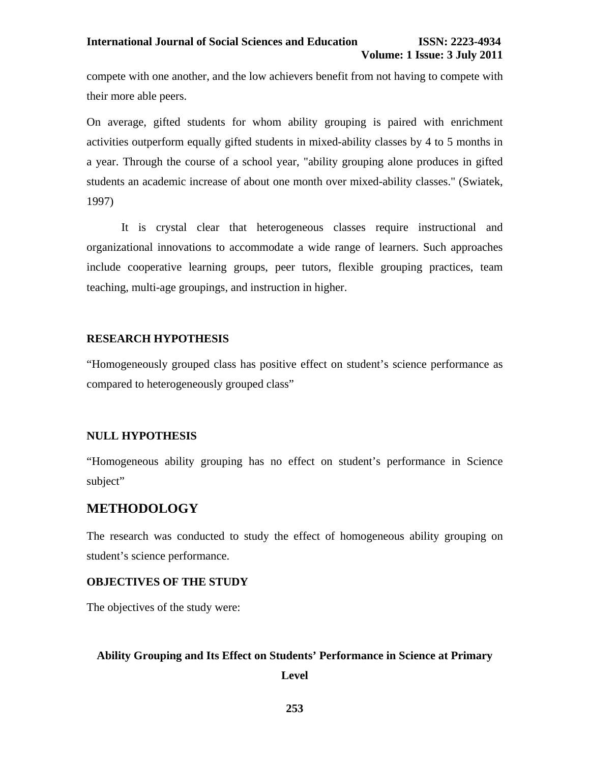compete with one another, and the low achievers benefit from not having to compete with their more able peers.

On average, gifted students for whom ability grouping is paired with enrichment activities outperform equally gifted students in mixed-ability classes by 4 to 5 months in a year. Through the course of a school year, "ability grouping alone produces in gifted students an academic increase of about one month over mixed-ability classes." (Swiatek, 1997)

It is crystal clear that heterogeneous classes require instructional and organizational innovations to accommodate a wide range of learners. Such approaches include cooperative learning groups, peer tutors, flexible grouping practices, team teaching, multi-age groupings, and instruction in higher.

### RESEARCH HYPOTHESIS

"Homogeneously grouped class has positive effect on student's science performance as compared to heterogeneously grouped class"

### NULL HYPOTHESIS

"Homogeneous ability grouping has no effect on student's performance in Science subject"

## METHODOLOGY

The research was conducted to study the effect of homogeneous ability grouping on student's science performance.

### OBJECTIVES OF THE STUDY

The objectives of the study were: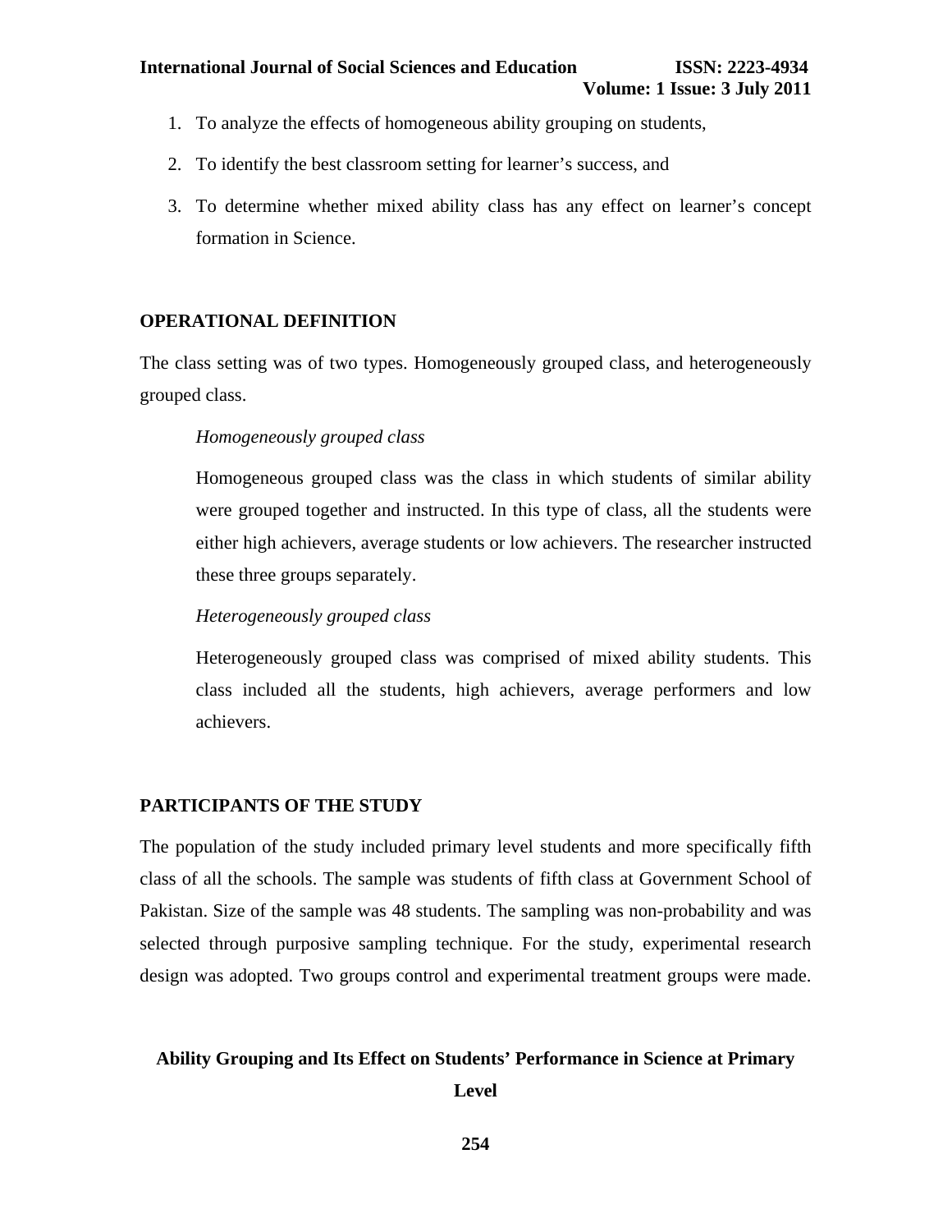1. To analyze the effects of homogeneous ability grouping on students,
2. To identify the best classroom setting for learner's success, and
3. To determine whether mixed ability class has any effect on learner's concept formation in Science.

## OPERATIONAL DEFINITION

The class setting was of two types. Homogeneously grouped class, and heterogeneously grouped class.

*Homogeneously grouped class*

Homogeneous grouped class was the class in which students of similar ability were grouped together and instructed. In this type of class, all the students were either high achievers, average students or low achievers. The researcher instructed these three groups separately.

*Heterogeneously grouped class*

Heterogeneously grouped class was comprised of mixed ability students. This class included all the students, high achievers, average performers and low achievers.

## PARTICIPANTS OF THE STUDY

The population of the study included primary level students and more specifically fifth class of all the schools. The sample was students of fifth class at Government School of Pakistan. Size of the sample was 48 students. The sampling was non-probability and was selected through purposive sampling technique. For the study, experimental research design was adopted. Two groups control and experimental treatment groups were made.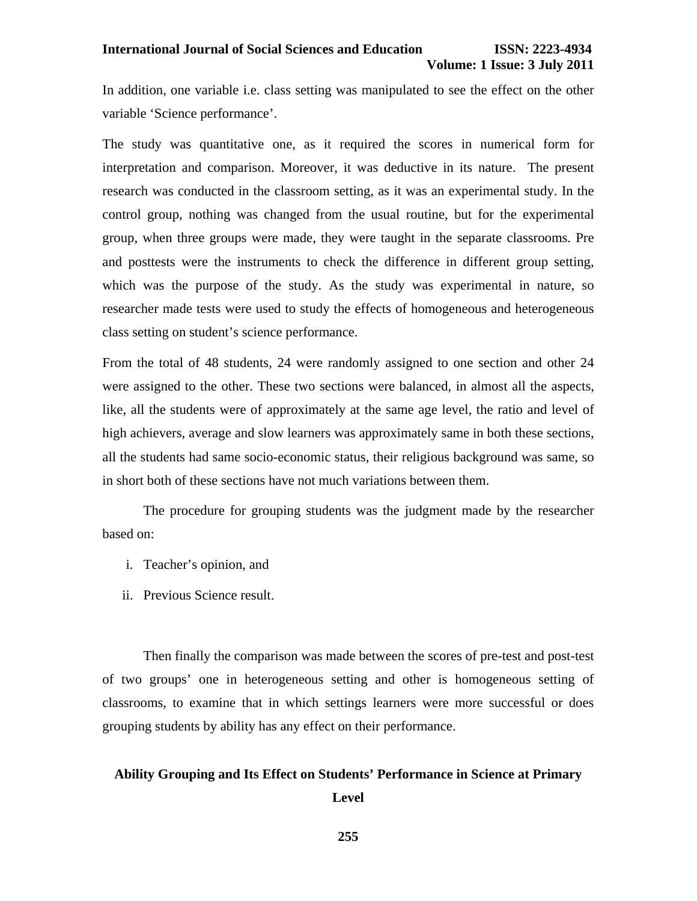In addition, one variable i.e. class setting was manipulated to see the effect on the other variable 'Science performance'.

The study was quantitative one, as it required the scores in numerical form for interpretation and comparison. Moreover, it was deductive in its nature. The present research was conducted in the classroom setting, as it was an experimental study. In the control group, nothing was changed from the usual routine, but for the experimental group, when three groups were made, they were taught in the separate classrooms. Pre and posttests were the instruments to check the difference in different group setting, which was the purpose of the study. As the study was experimental in nature, so researcher made tests were used to study the effects of homogeneous and heterogeneous class setting on student's science performance.

From the total of 48 students, 24 were randomly assigned to one section and other 24 were assigned to the other. These two sections were balanced, in almost all the aspects, like, all the students were of approximately at the same age level, the ratio and level of high achievers, average and slow learners was approximately same in both these sections, all the students had same socio-economic status, their religious background was same, so in short both of these sections have not much variations between them.

The procedure for grouping students was the judgment made by the researcher based on:

i. Teacher's opinion, and
ii. Previous Science result.

Then finally the comparison was made between the scores of pre-test and post-test of two groups' one in heterogeneous setting and other is homogeneous setting of classrooms, to examine that in which settings learners were more successful or does grouping students by ability has any effect on their performance.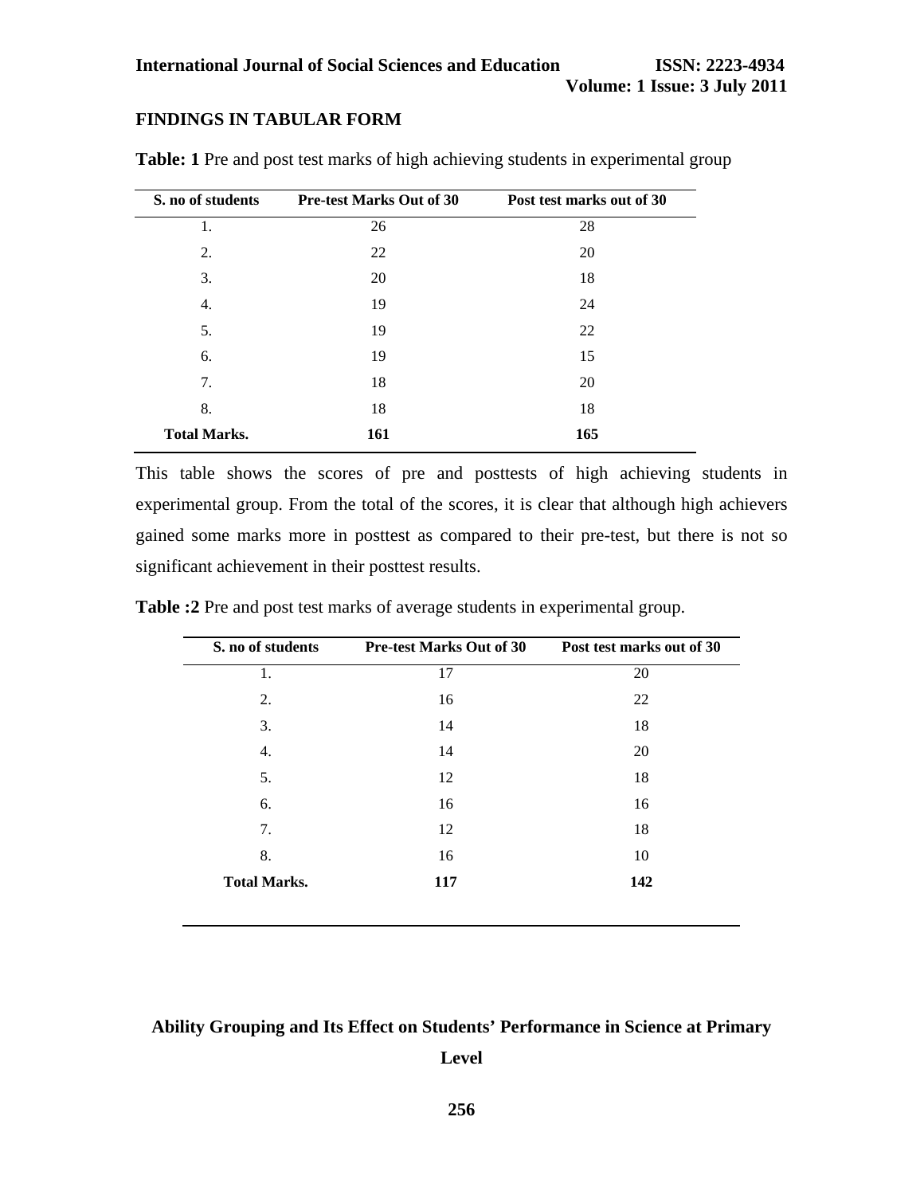## FINDINGS IN TABULAR FORM

**Table: 1** Pre and post test marks of high achieving students in experimental group

| S. no of students | Pre-test Marks Out of 30 | Post test marks out of 30 |
|---|---|---|
| 1. | 26 | 28 |
| 2. | 22 | 20 |
| 3. | 20 | 18 |
| 4. | 19 | 24 |
| 5. | 19 | 22 |
| 6. | 19 | 15 |
| 7. | 18 | 20 |
| 8. | 18 | 18 |
| **Total Marks.** | **161** | **165** |

This table shows the scores of pre and posttests of high achieving students in experimental group. From the total of the scores, it is clear that although high achievers gained some marks more in posttest as compared to their pre-test, but there is not so significant achievement in their posttest results.

**Table :2** Pre and post test marks of average students in experimental group.

| S. no of students | Pre-test Marks Out of 30 | Post test marks out of 30 |
|---|---|---|
| 1. | 17 | 20 |
| 2. | 16 | 22 |
| 3. | 14 | 18 |
| 4. | 14 | 20 |
| 5. | 12 | 18 |
| 6. | 16 | 16 |
| 7. | 12 | 18 |
| 8. | 16 | 10 |
| **Total Marks.** | **117** | **142** |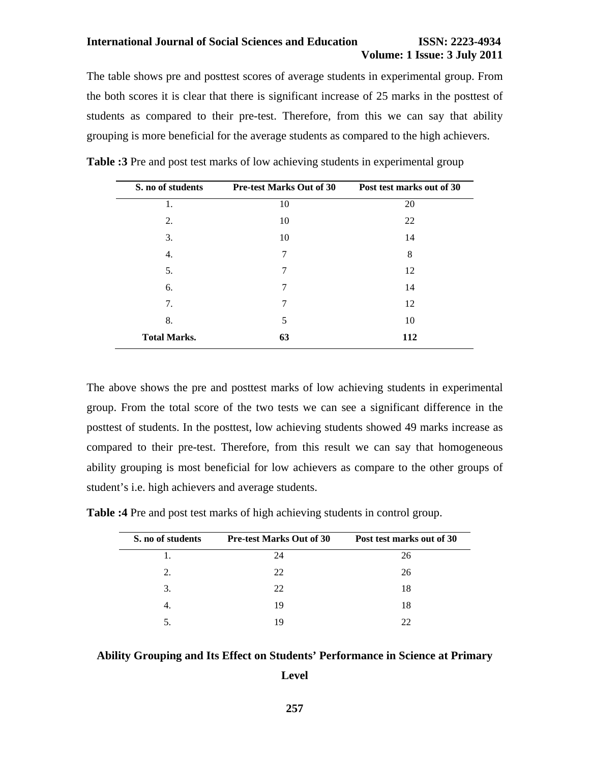The table shows pre and posttest scores of average students in experimental group. From the both scores it is clear that there is significant increase of 25 marks in the posttest of students as compared to their pre-test. Therefore, from this we can say that ability grouping is more beneficial for the average students as compared to the high achievers.

**Table :3** Pre and post test marks of low achieving students in experimental group

| S. no of students | Pre-test Marks Out of 30 | Post test marks out of 30 |
|---|---|---|
| 1. | 10 | 20 |
| 2. | 10 | 22 |
| 3. | 10 | 14 |
| 4. | 7 | 8 |
| 5. | 7 | 12 |
| 6. | 7 | 14 |
| 7. | 7 | 12 |
| 8. | 5 | 10 |
| **Total Marks.** | **63** | **112** |

The above shows the pre and posttest marks of low achieving students in experimental group. From the total score of the two tests we can see a significant difference in the posttest of students. In the posttest, low achieving students showed 49 marks increase as compared to their pre-test. Therefore, from this result we can say that homogeneous ability grouping is most beneficial for low achievers as compare to the other groups of student's i.e. high achievers and average students.

**Table :4** Pre and post test marks of high achieving students in control group.

| S. no of students | Pre-test Marks Out of 30 | Post test marks out of 30 |
|---|---|---|
| 1. | 24 | 26 |
| 2. | 22 | 26 |
| 3. | 22 | 18 |
| 4. | 19 | 18 |
| 5. | 19 | 22 |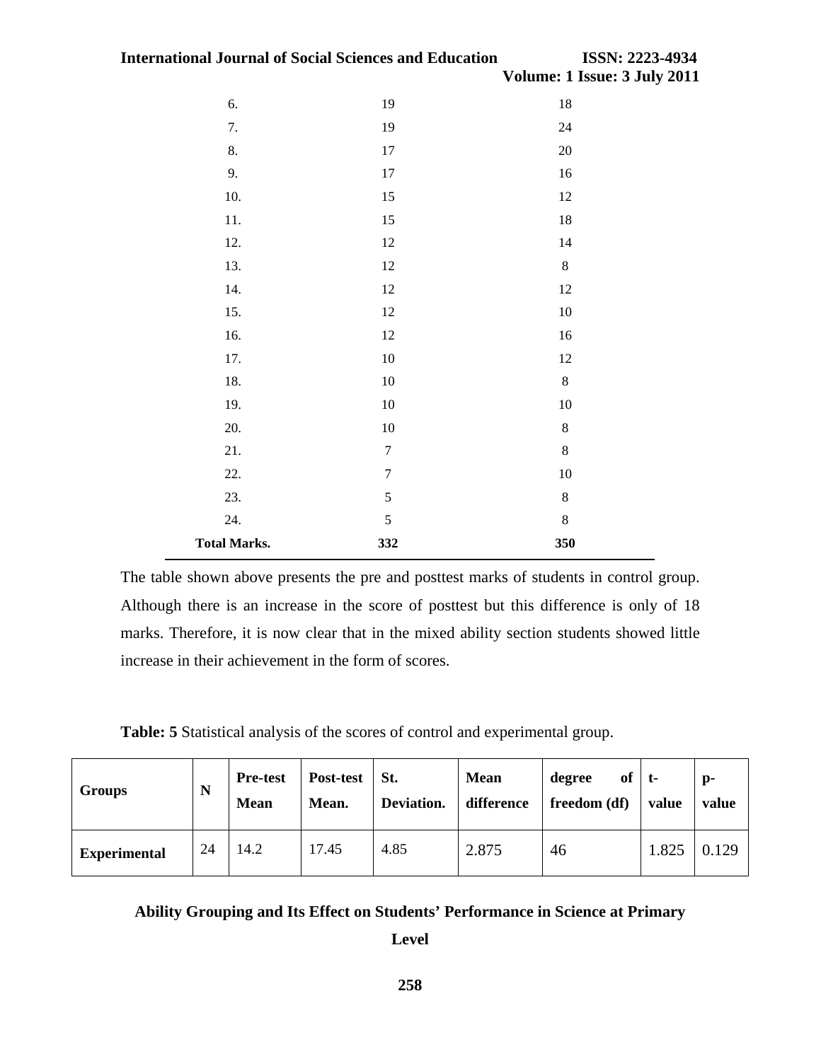| | | |
|---|---|---|
| 6. | 19 | 18 |
| 7. | 19 | 24 |
| 8. | 17 | 20 |
| 9. | 17 | 16 |
| 10. | 15 | 12 |
| 11. | 15 | 18 |
| 12. | 12 | 14 |
| 13. | 12 | 8 |
| 14. | 12 | 12 |
| 15. | 12 | 10 |
| 16. | 12 | 16 |
| 17. | 10 | 12 |
| 18. | 10 | 8 |
| 19. | 10 | 10 |
| 20. | 10 | 8 |
| 21. | 7 | 8 |
| 22. | 7 | 10 |
| 23. | 5 | 8 |
| 24. | 5 | 8 |
| **Total Marks.** | **332** | **350** |

The table shown above presents the pre and posttest marks of students in control group. Although there is an increase in the score of posttest but this difference is only of 18 marks. Therefore, it is now clear that in the mixed ability section students showed little increase in their achievement in the form of scores.

**Table: 5** Statistical analysis of the scores of control and experimental group.

| Groups | N | Pre-test Mean | Post-test Mean. | St. Deviation. | Mean difference | degree of freedom (df) | t-value | p-value |
|---|---|---|---|---|---|---|---|---|
| **Experimental** | 24 | 14.2 | 17.45 | 4.85 | 2.875 | 46 | 1.825 | 0.129 |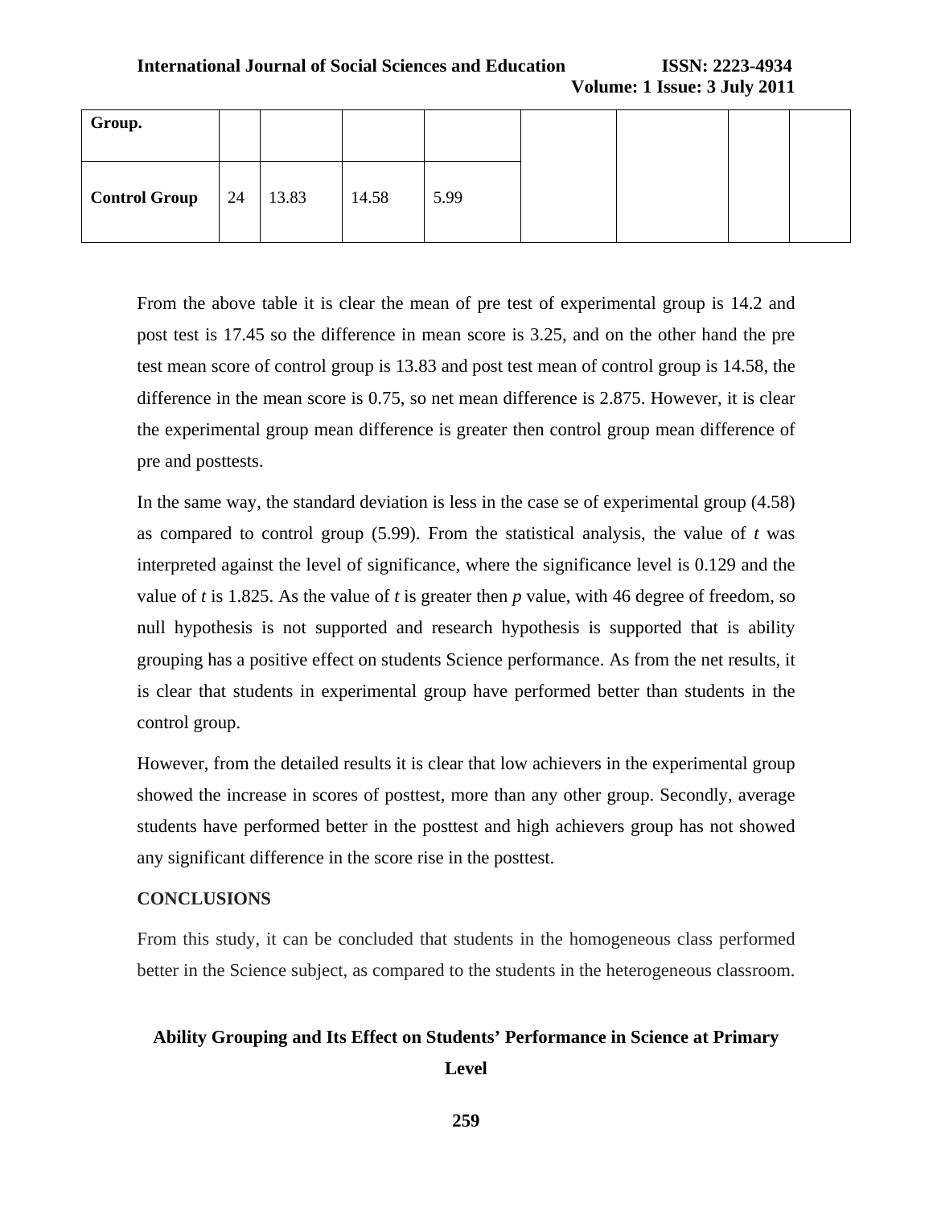| Group. | | | | | | | |
|---|---|---|---|---|---|---|---|
| **Control Group** | 24 | 13.83 | 14.58 | 5.99 | | | | |

From the above table it is clear the mean of pre test of experimental group is 14.2 and post test is 17.45 so the difference in mean score is 3.25, and on the other hand the pre test mean score of control group is 13.83 and post test mean of control group is 14.58, the difference in the mean score is 0.75, so net mean difference is 2.875. However, it is clear the experimental group mean difference is greater then control group mean difference of pre and posttests.

In the same way, the standard deviation is less in the case se of experimental group (4.58) as compared to control group (5.99). From the statistical analysis, the value of $t$ was interpreted against the level of significance, where the significance level is 0.129 and the value of $t$ is 1.825. As the value of $t$ is greater then $p$ value, with 46 degree of freedom, so null hypothesis is not supported and research hypothesis is supported that is ability grouping has a positive effect on students Science performance. As from the net results, it is clear that students in experimental group have performed better than students in the control group.

However, from the detailed results it is clear that low achievers in the experimental group showed the increase in scores of posttest, more than any other group. Secondly, average students have performed better in the posttest and high achievers group has not showed any significant difference in the score rise in the posttest.

**CONCLUSIONS**

From this study, it can be concluded that students in the homogeneous class performed better in the Science subject, as compared to the students in the heterogeneous classroom.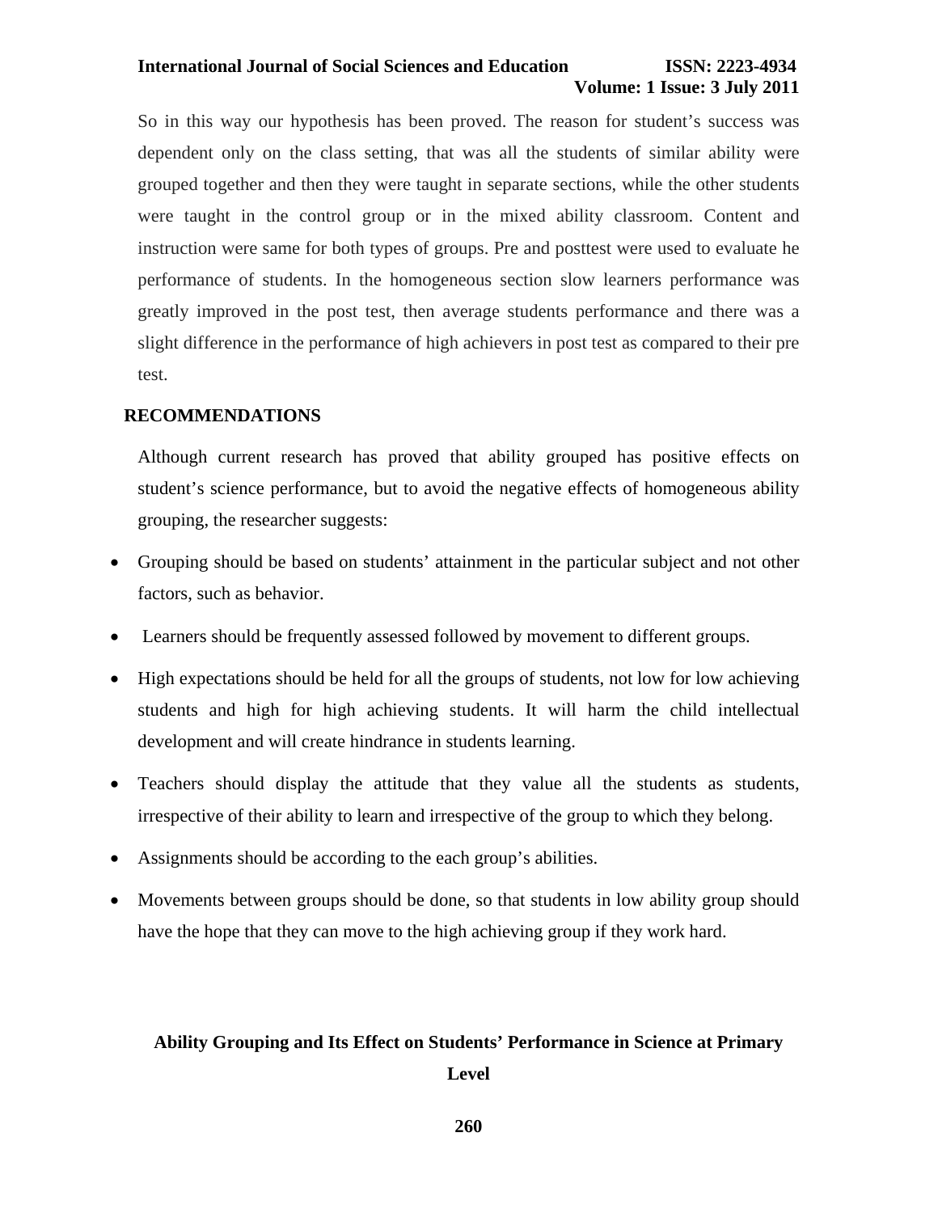So in this way our hypothesis has been proved. The reason for student's success was dependent only on the class setting, that was all the students of similar ability were grouped together and then they were taught in separate sections, while the other students were taught in the control group or in the mixed ability classroom. Content and instruction were same for both types of groups. Pre and posttest were used to evaluate he performance of students. In the homogeneous section slow learners performance was greatly improved in the post test, then average students performance and there was a slight difference in the performance of high achievers in post test as compared to their pre test.

## RECOMMENDATIONS

Although current research has proved that ability grouped has positive effects on student's science performance, but to avoid the negative effects of homogeneous ability grouping, the researcher suggests:

- Grouping should be based on students' attainment in the particular subject and not other factors, such as behavior.
- Learners should be frequently assessed followed by movement to different groups.
- High expectations should be held for all the groups of students, not low for low achieving students and high for high achieving students. It will harm the child intellectual development and will create hindrance in students learning.
- Teachers should display the attitude that they value all the students as students, irrespective of their ability to learn and irrespective of the group to which they belong.
- Assignments should be according to the each group's abilities.
- Movements between groups should be done, so that students in low ability group should have the hope that they can move to the high achieving group if they work hard.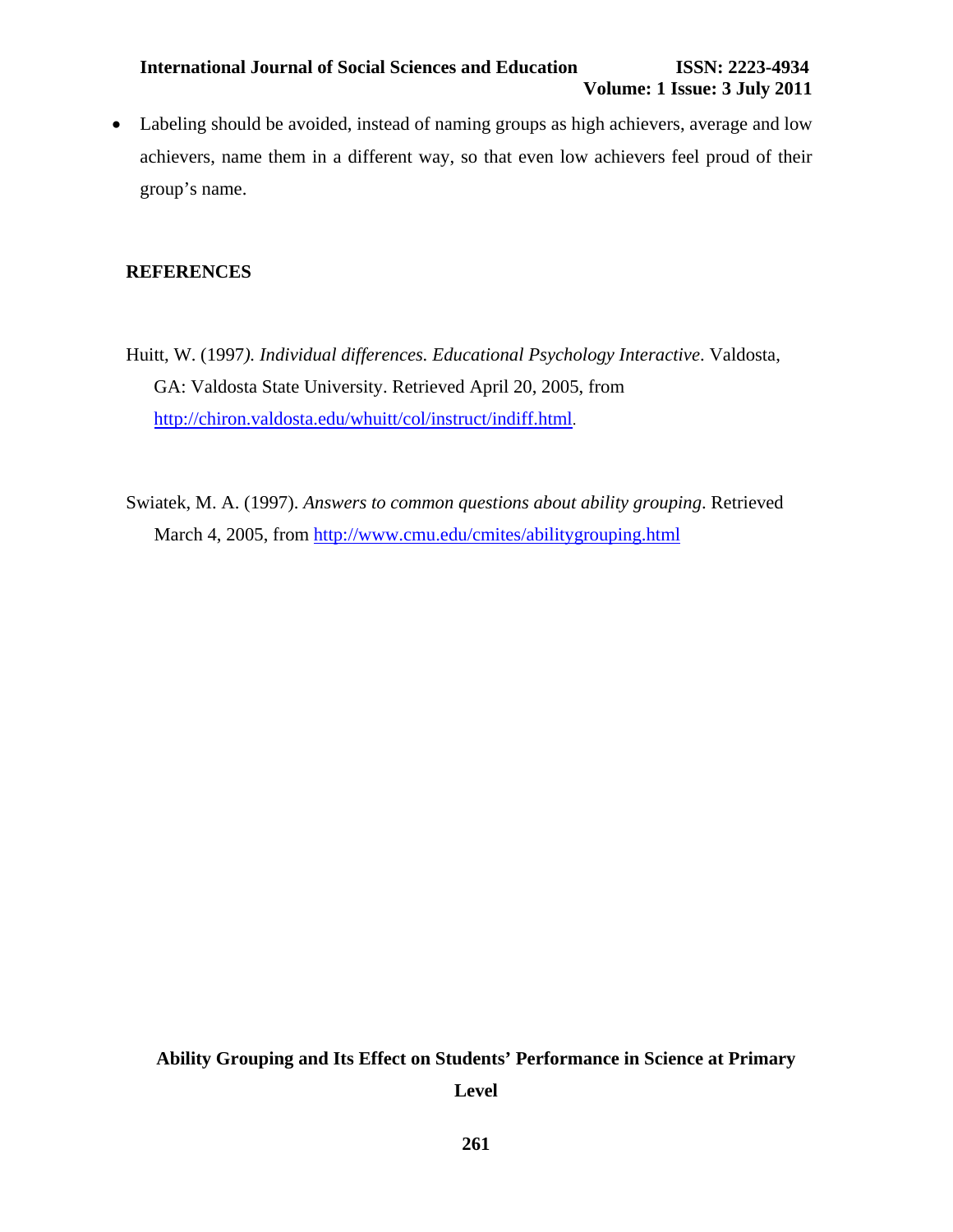- Labeling should be avoided, instead of naming groups as high achievers, average and low achievers, name them in a different way, so that even low achievers feel proud of their group's name.

## REFERENCES

Huitt, W. (1997*). Individual differences. Educational Psychology Interactive*. Valdosta, GA: Valdosta State University. Retrieved April 20, 2005, from http://chiron.valdosta.edu/whuitt/col/instruct/indiff.html.

Swiatek, M. A. (1997). *Answers to common questions about ability grouping*. Retrieved March 4, 2005, from http://www.cmu.edu/cmites/abilitygrouping.html